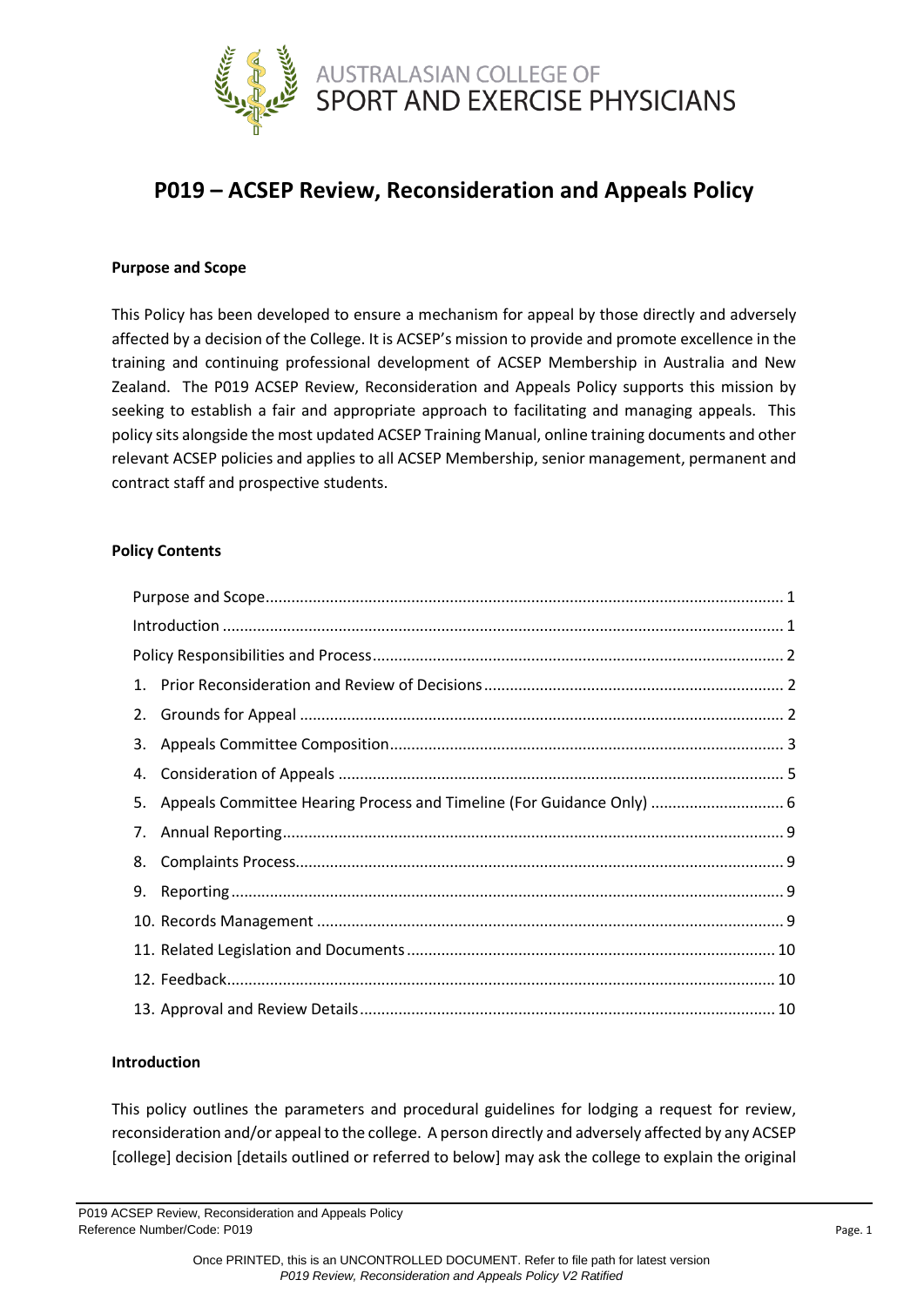AUSTRALASIAN COLLEGE OF SPORT AND EXERCISE PHYSICIANS

# P019 – ACSEP Review, Reconsideration and Appeals Policy

### Purpose and Scope

This Policy has been developed to ensure a mechanism for appeal by those directly and adversely affected by a decision of the College. It is ACSEP's mission to provide and promote excellence in the training and continuing professional development of ACSEP Membership in Australia and New Zealand. The P019 ACSEP Review, Reconsideration and Appeals Policy supports this mission by seeking to establish a fair and appropriate approach to facilitating and managing appeals. This policy sits alongside the most updated ACSEP Training Manual, online training documents and other relevant ACSEP policies and applies to all ACSEP Membership, senior management, permanent and contract staff and prospective students.

### Policy Contents

- Purpose and Scope ... 1
- Introduction ... 1
- Policy Responsibilities and Process ... 2
- 1. Prior Reconsideration and Review of Decisions ... 2
- 2. Grounds for Appeal ... 2
- 3. Appeals Committee Composition ... 3
- 4. Consideration of Appeals ... 5
- 5. Appeals Committee Hearing Process and Timeline (For Guidance Only) ... 6
- 7. Annual Reporting ... 9
- 8. Complaints Process ... 9
- 9. Reporting ... 9
- 10. Records Management ... 9
- 11. Related Legislation and Documents ... 10
- 12. Feedback ... 10
- 13. Approval and Review Details ... 10

### Introduction

This policy outlines the parameters and procedural guidelines for lodging a request for review, reconsideration and/or appeal to the college. A person directly and adversely affected by any ACSEP [college] decision [details outlined or referred to below] may ask the college to explain the original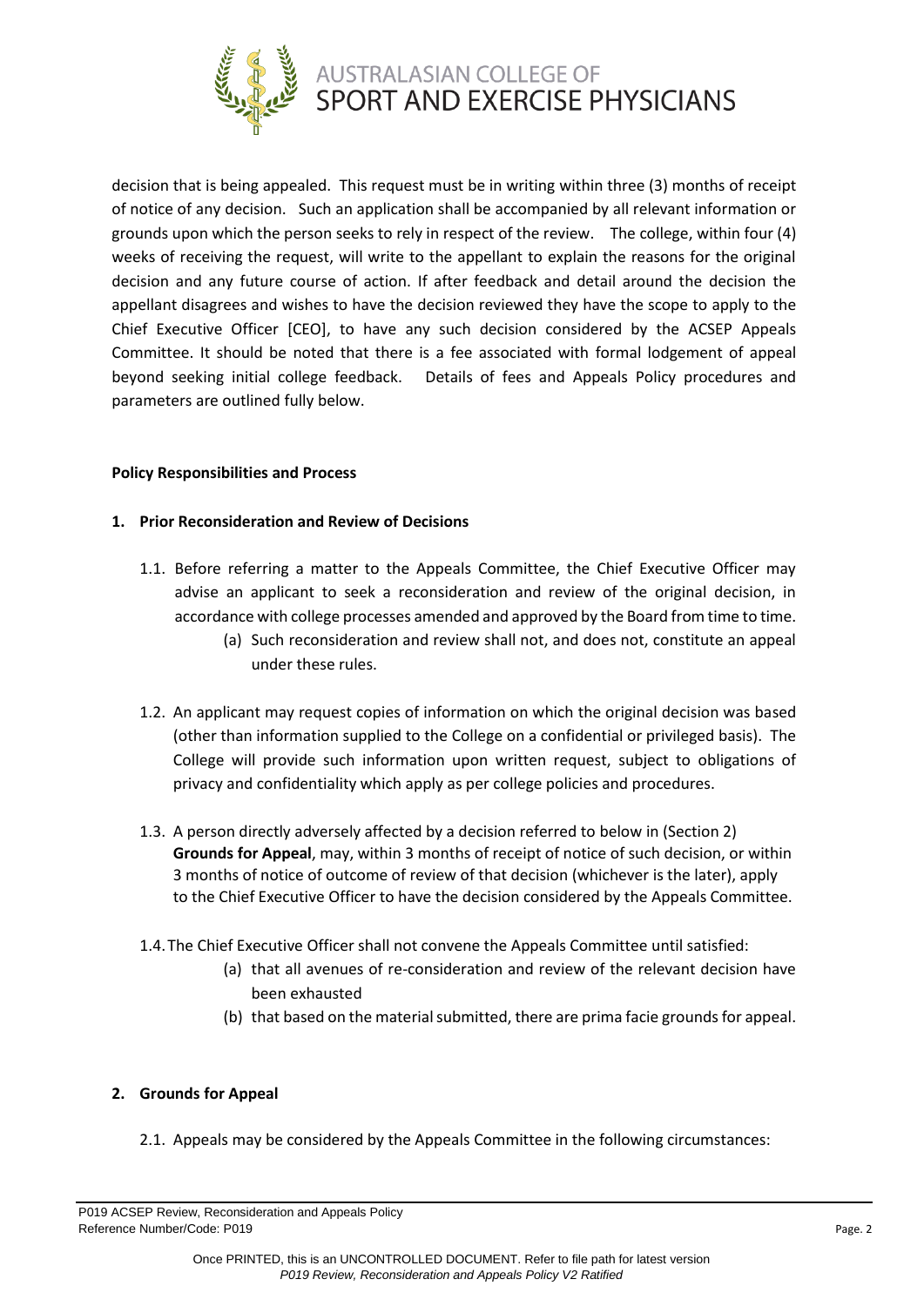decision that is being appealed. This request must be in writing within three (3) months of receipt of notice of any decision. Such an application shall be accompanied by all relevant information or grounds upon which the person seeks to rely in respect of the review. The college, within four (4) weeks of receiving the request, will write to the appellant to explain the reasons for the original decision and any future course of action. If after feedback and detail around the decision the appellant disagrees and wishes to have the decision reviewed they have the scope to apply to the Chief Executive Officer [CEO], to have any such decision considered by the ACSEP Appeals Committee. It should be noted that there is a fee associated with formal lodgement of appeal beyond seeking initial college feedback. Details of fees and Appeals Policy procedures and parameters are outlined fully below.

**Policy Responsibilities and Process**

**1. Prior Reconsideration and Review of Decisions**

1.1. Before referring a matter to the Appeals Committee, the Chief Executive Officer may advise an applicant to seek a reconsideration and review of the original decision, in accordance with college processes amended and approved by the Board from time to time.

- (a) Such reconsideration and review shall not, and does not, constitute an appeal under these rules.

1.2. An applicant may request copies of information on which the original decision was based (other than information supplied to the College on a confidential or privileged basis). The College will provide such information upon written request, subject to obligations of privacy and confidentiality which apply as per college policies and procedures.

1.3. A person directly adversely affected by a decision referred to below in (Section 2) **Grounds for Appeal**, may, within 3 months of receipt of notice of such decision, or within 3 months of notice of outcome of review of that decision (whichever is the later), apply to the Chief Executive Officer to have the decision considered by the Appeals Committee.

1.4. The Chief Executive Officer shall not convene the Appeals Committee until satisfied:

- (a) that all avenues of re-consideration and review of the relevant decision have been exhausted
- (b) that based on the material submitted, there are prima facie grounds for appeal.

**2. Grounds for Appeal**

2.1. Appeals may be considered by the Appeals Committee in the following circumstances: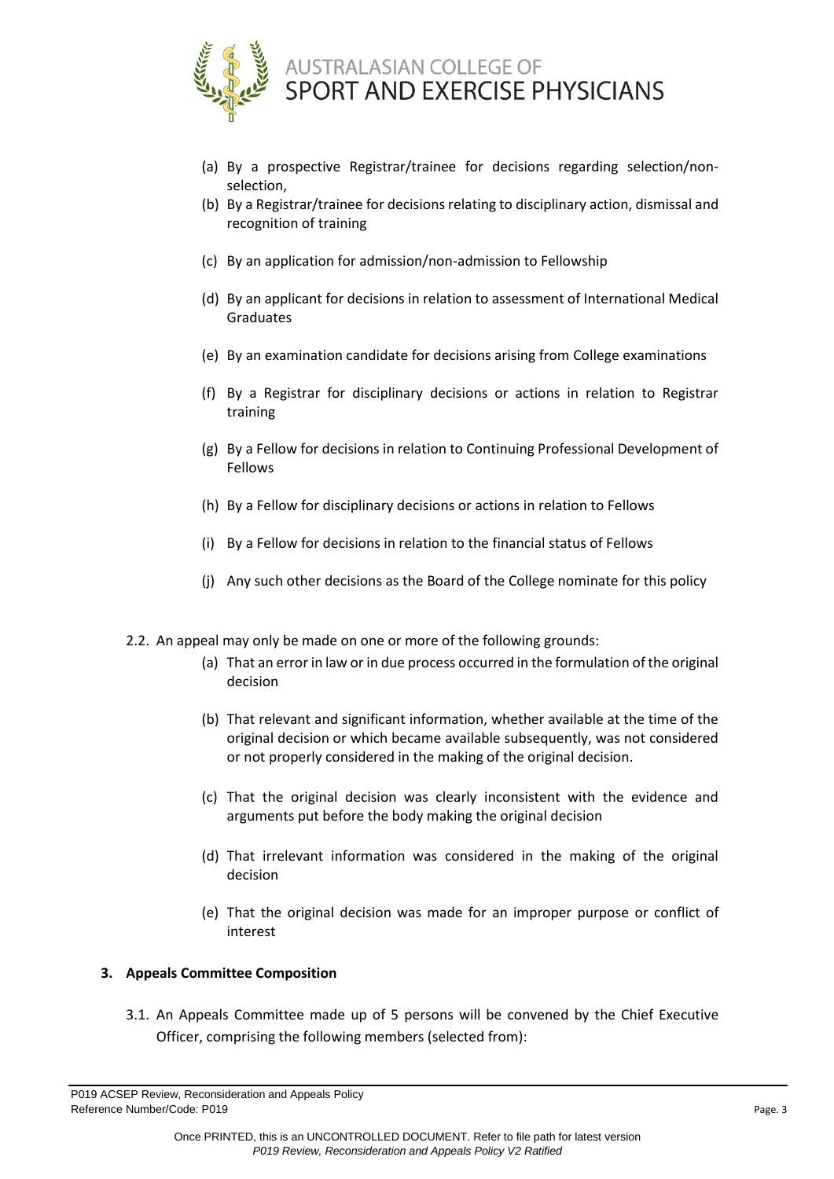(a) By a prospective Registrar/trainee for decisions regarding selection/non-selection,

(b) By a Registrar/trainee for decisions relating to disciplinary action, dismissal and recognition of training

(c) By an application for admission/non-admission to Fellowship

(d) By an applicant for decisions in relation to assessment of International Medical Graduates

(e) By an examination candidate for decisions arising from College examinations

(f) By a Registrar for disciplinary decisions or actions in relation to Registrar training

(g) By a Fellow for decisions in relation to Continuing Professional Development of Fellows

(h) By a Fellow for disciplinary decisions or actions in relation to Fellows

(i) By a Fellow for decisions in relation to the financial status of Fellows

(j) Any such other decisions as the Board of the College nominate for this policy

2.2. An appeal may only be made on one or more of the following grounds:

(a) That an error in law or in due process occurred in the formulation of the original decision

(b) That relevant and significant information, whether available at the time of the original decision or which became available subsequently, was not considered or not properly considered in the making of the original decision.

(c) That the original decision was clearly inconsistent with the evidence and arguments put before the body making the original decision

(d) That irrelevant information was considered in the making of the original decision

(e) That the original decision was made for an improper purpose or conflict of interest

**3. Appeals Committee Composition**

3.1. An Appeals Committee made up of 5 persons will be convened by the Chief Executive Officer, comprising the following members (selected from):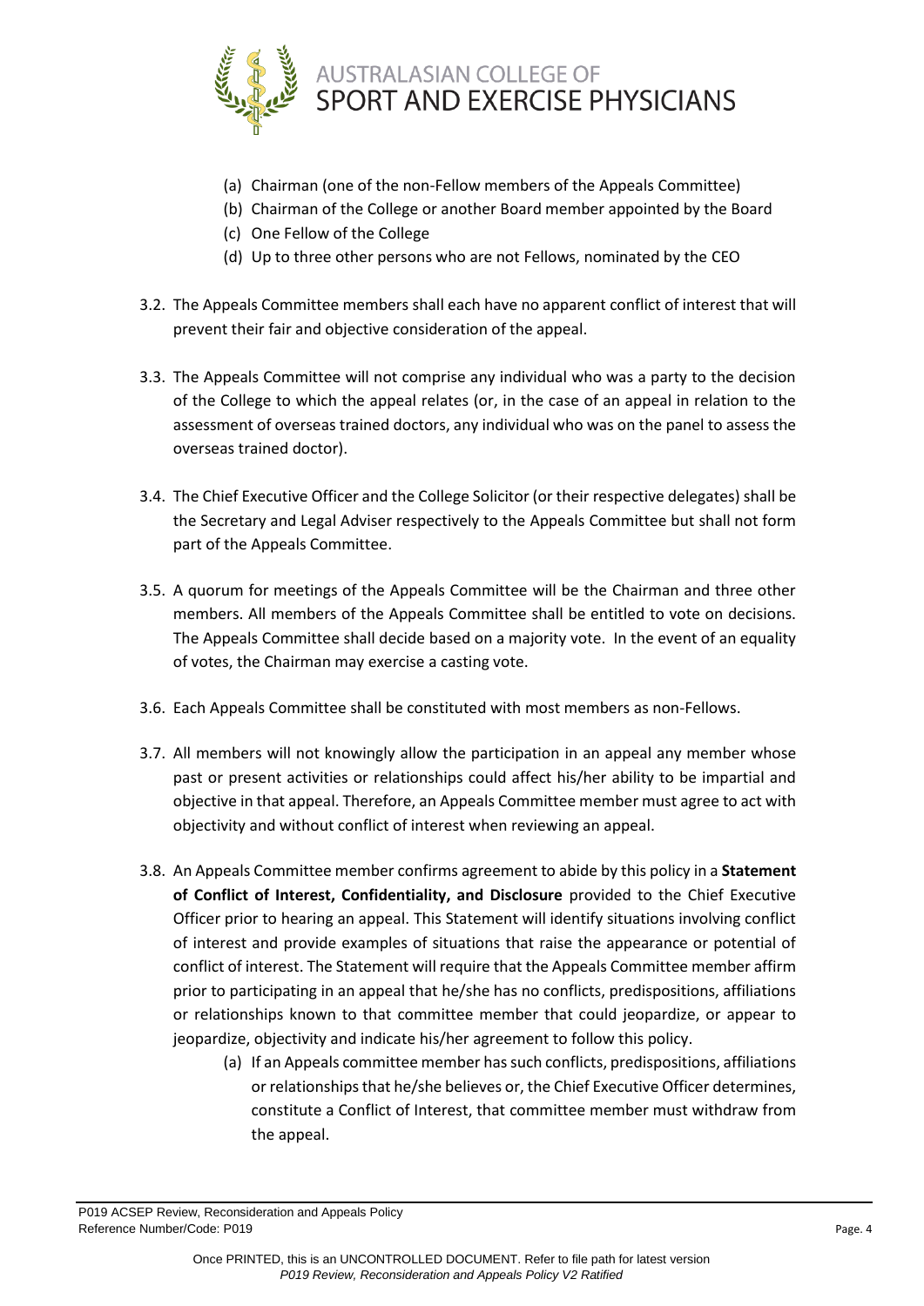(a) Chairman (one of the non-Fellow members of the Appeals Committee)
(b) Chairman of the College or another Board member appointed by the Board
(c) One Fellow of the College
(d) Up to three other persons who are not Fellows, nominated by the CEO

3.2. The Appeals Committee members shall each have no apparent conflict of interest that will prevent their fair and objective consideration of the appeal.

3.3. The Appeals Committee will not comprise any individual who was a party to the decision of the College to which the appeal relates (or, in the case of an appeal in relation to the assessment of overseas trained doctors, any individual who was on the panel to assess the overseas trained doctor).

3.4. The Chief Executive Officer and the College Solicitor (or their respective delegates) shall be the Secretary and Legal Adviser respectively to the Appeals Committee but shall not form part of the Appeals Committee.

3.5. A quorum for meetings of the Appeals Committee will be the Chairman and three other members. All members of the Appeals Committee shall be entitled to vote on decisions. The Appeals Committee shall decide based on a majority vote. In the event of an equality of votes, the Chairman may exercise a casting vote.

3.6. Each Appeals Committee shall be constituted with most members as non-Fellows.

3.7. All members will not knowingly allow the participation in an appeal any member whose past or present activities or relationships could affect his/her ability to be impartial and objective in that appeal. Therefore, an Appeals Committee member must agree to act with objectivity and without conflict of interest when reviewing an appeal.

3.8. An Appeals Committee member confirms agreement to abide by this policy in a **Statement of Conflict of Interest, Confidentiality, and Disclosure** provided to the Chief Executive Officer prior to hearing an appeal. This Statement will identify situations involving conflict of interest and provide examples of situations that raise the appearance or potential of conflict of interest. The Statement will require that the Appeals Committee member affirm prior to participating in an appeal that he/she has no conflicts, predispositions, affiliations or relationships known to that committee member that could jeopardize, or appear to jeopardize, objectivity and indicate his/her agreement to follow this policy.

(a) If an Appeals committee member has such conflicts, predispositions, affiliations or relationships that he/she believes or, the Chief Executive Officer determines, constitute a Conflict of Interest, that committee member must withdraw from the appeal.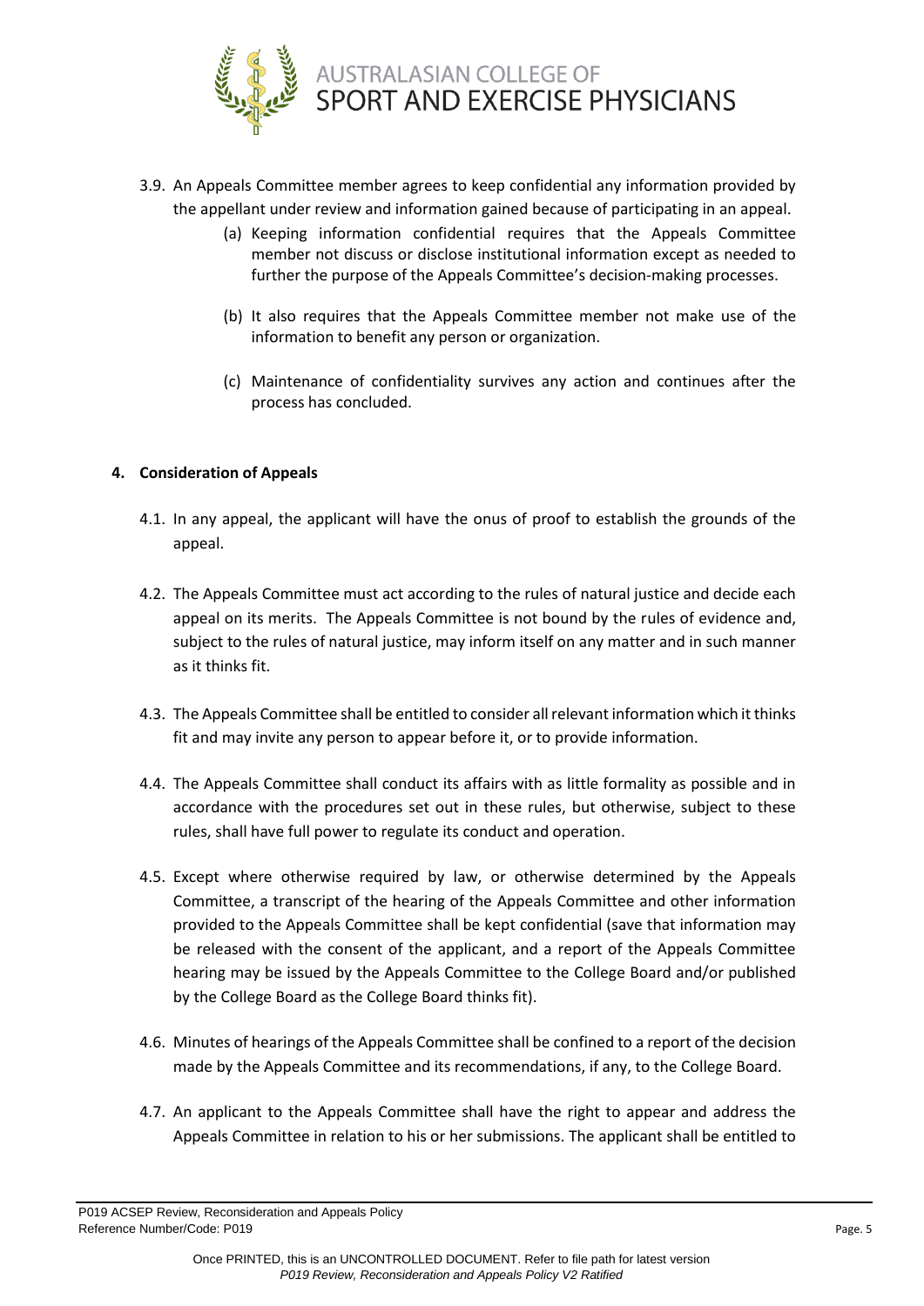3.9. An Appeals Committee member agrees to keep confidential any information provided by the appellant under review and information gained because of participating in an appeal.

   (a) Keeping information confidential requires that the Appeals Committee member not discuss or disclose institutional information except as needed to further the purpose of the Appeals Committee's decision-making processes.

   (b) It also requires that the Appeals Committee member not make use of the information to benefit any person or organization.

   (c) Maintenance of confidentiality survives any action and continues after the process has concluded.

## 4. Consideration of Appeals

4.1. In any appeal, the applicant will have the onus of proof to establish the grounds of the appeal.

4.2. The Appeals Committee must act according to the rules of natural justice and decide each appeal on its merits. The Appeals Committee is not bound by the rules of evidence and, subject to the rules of natural justice, may inform itself on any matter and in such manner as it thinks fit.

4.3. The Appeals Committee shall be entitled to consider all relevant information which it thinks fit and may invite any person to appear before it, or to provide information.

4.4. The Appeals Committee shall conduct its affairs with as little formality as possible and in accordance with the procedures set out in these rules, but otherwise, subject to these rules, shall have full power to regulate its conduct and operation.

4.5. Except where otherwise required by law, or otherwise determined by the Appeals Committee, a transcript of the hearing of the Appeals Committee and other information provided to the Appeals Committee shall be kept confidential (save that information may be released with the consent of the applicant, and a report of the Appeals Committee hearing may be issued by the Appeals Committee to the College Board and/or published by the College Board as the College Board thinks fit).

4.6. Minutes of hearings of the Appeals Committee shall be confined to a report of the decision made by the Appeals Committee and its recommendations, if any, to the College Board.

4.7. An applicant to the Appeals Committee shall have the right to appear and address the Appeals Committee in relation to his or her submissions. The applicant shall be entitled to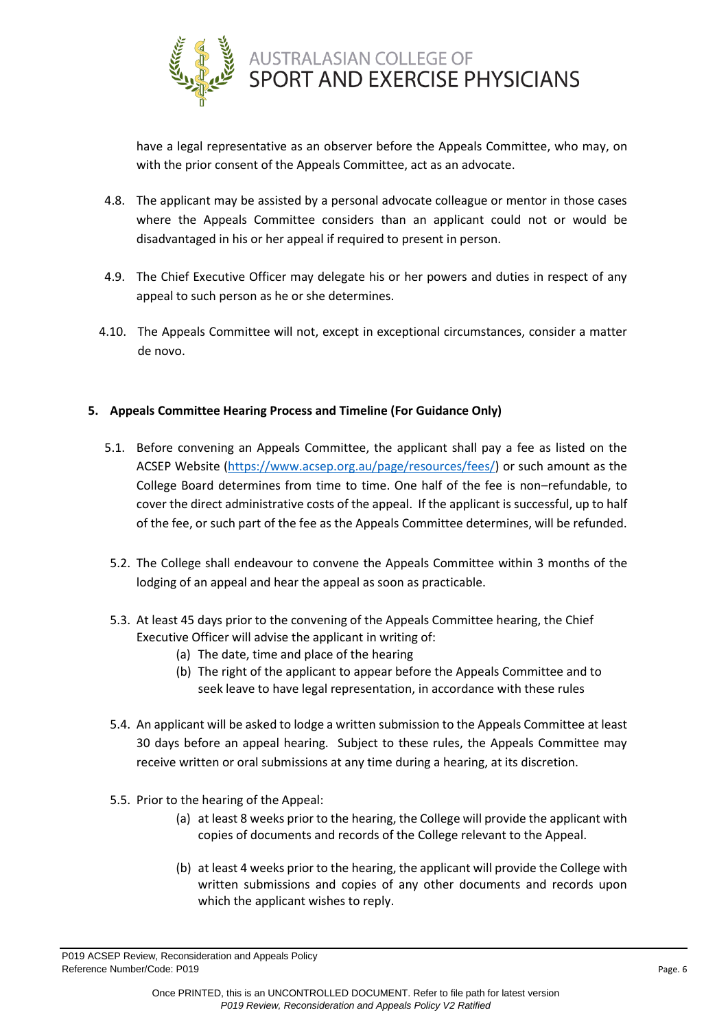have a legal representative as an observer before the Appeals Committee, who may, on with the prior consent of the Appeals Committee, act as an advocate.

4.8. The applicant may be assisted by a personal advocate colleague or mentor in those cases where the Appeals Committee considers than an applicant could not or would be disadvantaged in his or her appeal if required to present in person.

4.9. The Chief Executive Officer may delegate his or her powers and duties in respect of any appeal to such person as he or she determines.

4.10. The Appeals Committee will not, except in exceptional circumstances, consider a matter de novo.

## 5. Appeals Committee Hearing Process and Timeline (For Guidance Only)

5.1. Before convening an Appeals Committee, the applicant shall pay a fee as listed on the ACSEP Website (https://www.acsep.org.au/page/resources/fees/) or such amount as the College Board determines from time to time. One half of the fee is non–refundable, to cover the direct administrative costs of the appeal. If the applicant is successful, up to half of the fee, or such part of the fee as the Appeals Committee determines, will be refunded.

5.2. The College shall endeavour to convene the Appeals Committee within 3 months of the lodging of an appeal and hear the appeal as soon as practicable.

5.3. At least 45 days prior to the convening of the Appeals Committee hearing, the Chief Executive Officer will advise the applicant in writing of:

(a) The date, time and place of the hearing

(b) The right of the applicant to appear before the Appeals Committee and to seek leave to have legal representation, in accordance with these rules

5.4. An applicant will be asked to lodge a written submission to the Appeals Committee at least 30 days before an appeal hearing. Subject to these rules, the Appeals Committee may receive written or oral submissions at any time during a hearing, at its discretion.

5.5. Prior to the hearing of the Appeal:

(a) at least 8 weeks prior to the hearing, the College will provide the applicant with copies of documents and records of the College relevant to the Appeal.

(b) at least 4 weeks prior to the hearing, the applicant will provide the College with written submissions and copies of any other documents and records upon which the applicant wishes to reply.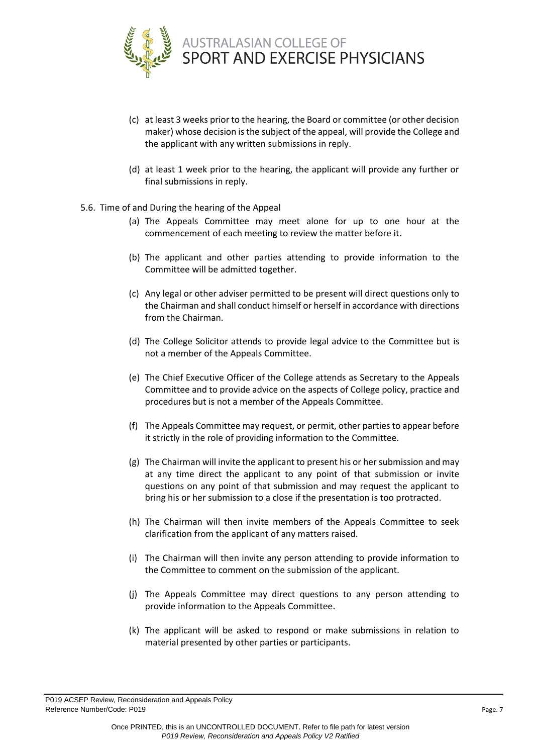(c) at least 3 weeks prior to the hearing, the Board or committee (or other decision maker) whose decision is the subject of the appeal, will provide the College and the applicant with any written submissions in reply.

(d) at least 1 week prior to the hearing, the applicant will provide any further or final submissions in reply.

5.6. Time of and During the hearing of the Appeal

(a) The Appeals Committee may meet alone for up to one hour at the commencement of each meeting to review the matter before it.

(b) The applicant and other parties attending to provide information to the Committee will be admitted together.

(c) Any legal or other adviser permitted to be present will direct questions only to the Chairman and shall conduct himself or herself in accordance with directions from the Chairman.

(d) The College Solicitor attends to provide legal advice to the Committee but is not a member of the Appeals Committee.

(e) The Chief Executive Officer of the College attends as Secretary to the Appeals Committee and to provide advice on the aspects of College policy, practice and procedures but is not a member of the Appeals Committee.

(f) The Appeals Committee may request, or permit, other parties to appear before it strictly in the role of providing information to the Committee.

(g) The Chairman will invite the applicant to present his or her submission and may at any time direct the applicant to any point of that submission or invite questions on any point of that submission and may request the applicant to bring his or her submission to a close if the presentation is too protracted.

(h) The Chairman will then invite members of the Appeals Committee to seek clarification from the applicant of any matters raised.

(i) The Chairman will then invite any person attending to provide information to the Committee to comment on the submission of the applicant.

(j) The Appeals Committee may direct questions to any person attending to provide information to the Appeals Committee.

(k) The applicant will be asked to respond or make submissions in relation to material presented by other parties or participants.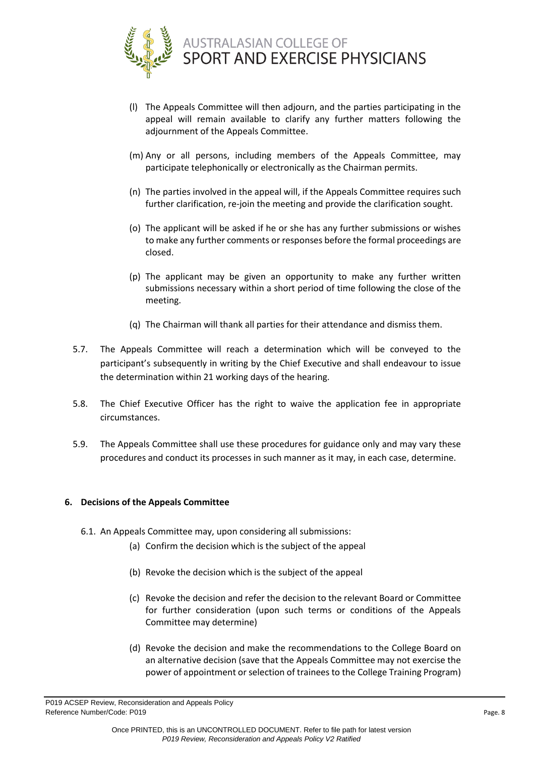(l) The Appeals Committee will then adjourn, and the parties participating in the appeal will remain available to clarify any further matters following the adjournment of the Appeals Committee.

(m) Any or all persons, including members of the Appeals Committee, may participate telephonically or electronically as the Chairman permits.

(n) The parties involved in the appeal will, if the Appeals Committee requires such further clarification, re-join the meeting and provide the clarification sought.

(o) The applicant will be asked if he or she has any further submissions or wishes to make any further comments or responses before the formal proceedings are closed.

(p) The applicant may be given an opportunity to make any further written submissions necessary within a short period of time following the close of the meeting.

(q) The Chairman will thank all parties for their attendance and dismiss them.

5.7. The Appeals Committee will reach a determination which will be conveyed to the participant's subsequently in writing by the Chief Executive and shall endeavour to issue the determination within 21 working days of the hearing.

5.8. The Chief Executive Officer has the right to waive the application fee in appropriate circumstances.

5.9. The Appeals Committee shall use these procedures for guidance only and may vary these procedures and conduct its processes in such manner as it may, in each case, determine.

## 6. Decisions of the Appeals Committee

6.1. An Appeals Committee may, upon considering all submissions:

(a) Confirm the decision which is the subject of the appeal

(b) Revoke the decision which is the subject of the appeal

(c) Revoke the decision and refer the decision to the relevant Board or Committee for further consideration (upon such terms or conditions of the Appeals Committee may determine)

(d) Revoke the decision and make the recommendations to the College Board on an alternative decision (save that the Appeals Committee may not exercise the power of appointment or selection of trainees to the College Training Program)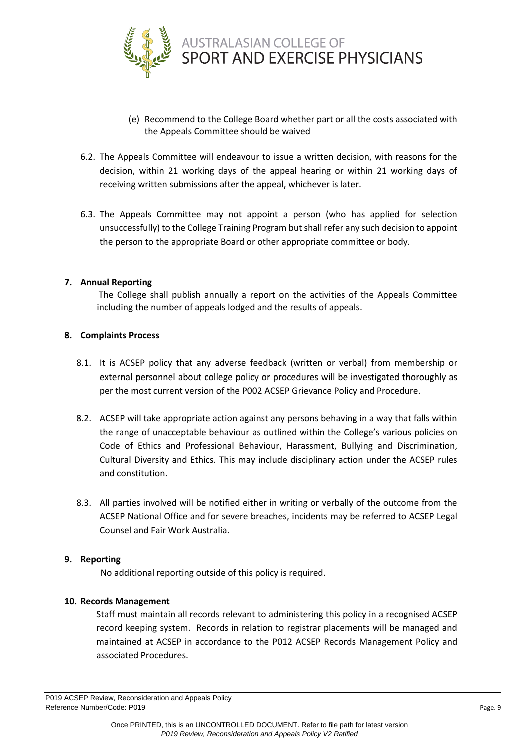(e) Recommend to the College Board whether part or all the costs associated with the Appeals Committee should be waived

6.2. The Appeals Committee will endeavour to issue a written decision, with reasons for the decision, within 21 working days of the appeal hearing or within 21 working days of receiving written submissions after the appeal, whichever is later.

6.3. The Appeals Committee may not appoint a person (who has applied for selection unsuccessfully) to the College Training Program but shall refer any such decision to appoint the person to the appropriate Board or other appropriate committee or body.

## 7. Annual Reporting

The College shall publish annually a report on the activities of the Appeals Committee including the number of appeals lodged and the results of appeals.

## 8. Complaints Process

8.1. It is ACSEP policy that any adverse feedback (written or verbal) from membership or external personnel about college policy or procedures will be investigated thoroughly as per the most current version of the P002 ACSEP Grievance Policy and Procedure.

8.2. ACSEP will take appropriate action against any persons behaving in a way that falls within the range of unacceptable behaviour as outlined within the College's various policies on Code of Ethics and Professional Behaviour, Harassment, Bullying and Discrimination, Cultural Diversity and Ethics. This may include disciplinary action under the ACSEP rules and constitution.

8.3. All parties involved will be notified either in writing or verbally of the outcome from the ACSEP National Office and for severe breaches, incidents may be referred to ACSEP Legal Counsel and Fair Work Australia.

## 9. Reporting

No additional reporting outside of this policy is required.

## 10. Records Management

Staff must maintain all records relevant to administering this policy in a recognised ACSEP record keeping system. Records in relation to registrar placements will be managed and maintained at ACSEP in accordance to the P012 ACSEP Records Management Policy and associated Procedures.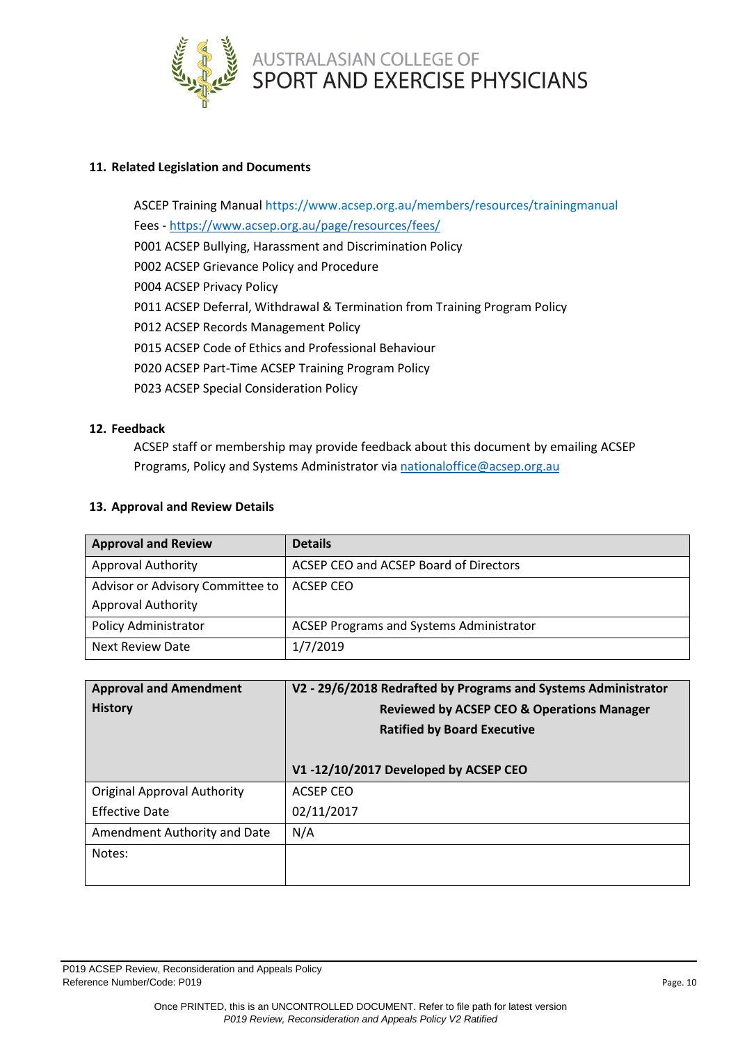## 11. Related Legislation and Documents

ASCEP Training Manual https://www.acsep.org.au/members/resources/trainingmanual
Fees - https://www.acsep.org.au/page/resources/fees/
P001 ACSEP Bullying, Harassment and Discrimination Policy
P002 ACSEP Grievance Policy and Procedure
P004 ACSEP Privacy Policy
P011 ACSEP Deferral, Withdrawal & Termination from Training Program Policy
P012 ACSEP Records Management Policy
P015 ACSEP Code of Ethics and Professional Behaviour
P020 ACSEP Part-Time ACSEP Training Program Policy
P023 ACSEP Special Consideration Policy

## 12. Feedback

ACSEP staff or membership may provide feedback about this document by emailing ACSEP Programs, Policy and Systems Administrator via nationaloffice@acsep.org.au

## 13. Approval and Review Details

| Approval and Review | Details |
|---|---|
| Approval Authority | ACSEP CEO and ACSEP Board of Directors |
| Advisor or Advisory Committee to Approval Authority | ACSEP CEO |
| Policy Administrator | ACSEP Programs and Systems Administrator |
| Next Review Date | 1/7/2019 |

| Approval and Amendment History | V2 - 29/6/2018 Redrafted by Programs and Systems Administrator<br>Reviewed by ACSEP CEO & Operations Manager<br>Ratified by Board Executive<br><br>V1 -12/10/2017 Developed by ACSEP CEO |
|---|---|
| Original Approval Authority | ACSEP CEO |
| Effective Date | 02/11/2017 |
| Amendment Authority and Date | N/A |
| Notes: | |

P019 ACSEP Review, Reconsideration and Appeals Policy
Reference Number/Code: P019

Once PRINTED, this is an UNCONTROLLED DOCUMENT. Refer to file path for latest version
*P019 Review, Reconsideration and Appeals Policy V2 Ratified*